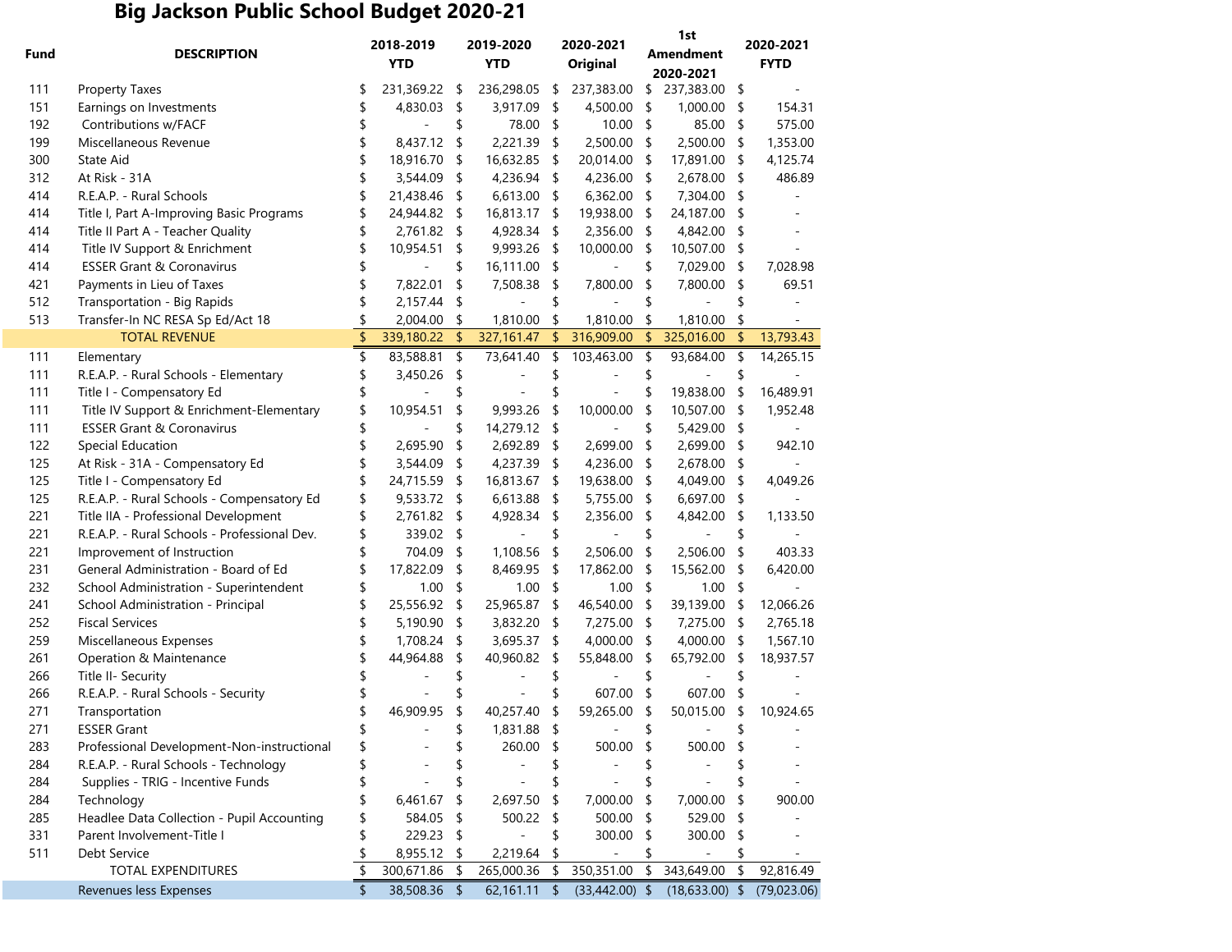# Big Jackson Public School Budget 2020-21

| Fund | DESCRIPTION | 2018-2019 YTD | 2019-2020 YTD | 2020-2021 Original | 1st Amendment 2020-2021 | 2020-2021 FYTD |
|---|---|---|---|---|---|---|
| 111 | Property Taxes | $ 231,369.22 | $ 236,298.05 | $ 237,383.00 | $ 237,383.00 | $ - |
| 151 | Earnings on Investments | $ 4,830.03 | $ 3,917.09 | $ 4,500.00 | $ 1,000.00 | $ 154.31 |
| 192 | Contributions w/FACF | $ - | $ 78.00 | $ 10.00 | $ 85.00 | $ 575.00 |
| 199 | Miscellaneous Revenue | $ 8,437.12 | $ 2,221.39 | $ 2,500.00 | $ 2,500.00 | $ 1,353.00 |
| 300 | State Aid | $ 18,916.70 | $ 16,632.85 | $ 20,014.00 | $ 17,891.00 | $ 4,125.74 |
| 312 | At Risk - 31A | $ 3,544.09 | $ 4,236.94 | $ 4,236.00 | $ 2,678.00 | $ 486.89 |
| 414 | R.E.A.P. - Rural Schools | $ 21,438.46 | $ 6,613.00 | $ 6,362.00 | $ 7,304.00 | $ - |
| 414 | Title I, Part A-Improving Basic Programs | $ 24,944.82 | $ 16,813.17 | $ 19,938.00 | $ 24,187.00 | $ - |
| 414 | Title II Part A - Teacher Quality | $ 2,761.82 | $ 4,928.34 | $ 2,356.00 | $ 4,842.00 | $ - |
| 414 | Title IV Support & Enrichment | $ 10,954.51 | $ 9,993.26 | $ 10,000.00 | $ 10,507.00 | $ - |
| 414 | ESSER Grant & Coronavirus | $ - | $ 16,111.00 | $ - | $ 7,029.00 | $ 7,028.98 |
| 421 | Payments in Lieu of Taxes | $ 7,822.01 | $ 7,508.38 | $ 7,800.00 | $ 7,800.00 | $ 69.51 |
| 512 | Transportation - Big Rapids | $ 2,157.44 | $ - | $ - | $ - | $ - |
| 513 | Transfer-In NC RESA Sp Ed/Act 18 | $ 2,004.00 | $ 1,810.00 | $ 1,810.00 | $ 1,810.00 | $ - |
| | TOTAL REVENUE | $ 339,180.22 | $ 327,161.47 | $ 316,909.00 | $ 325,016.00 | $ 13,793.43 |
| 111 | Elementary | $ 83,588.81 | $ 73,641.40 | $ 103,463.00 | $ 93,684.00 | $ 14,265.15 |
| 111 | R.E.A.P. - Rural Schools - Elementary | $ 3,450.26 | $ - | $ - | $ - | $ - |
| 111 | Title I - Compensatory Ed | $ - | $ - | $ - | $ 19,838.00 | $ 16,489.91 |
| 111 | Title IV Support & Enrichment-Elementary | $ 10,954.51 | $ 9,993.26 | $ 10,000.00 | $ 10,507.00 | $ 1,952.48 |
| 111 | ESSER Grant & Coronavirus | $ - | $ 14,279.12 | $ - | $ 5,429.00 | $ - |
| 122 | Special Education | $ 2,695.90 | $ 2,692.89 | $ 2,699.00 | $ 2,699.00 | $ 942.10 |
| 125 | At Risk - 31A - Compensatory Ed | $ 3,544.09 | $ 4,237.39 | $ 4,236.00 | $ 2,678.00 | $ - |
| 125 | Title I - Compensatory Ed | $ 24,715.59 | $ 16,813.67 | $ 19,638.00 | $ 4,049.00 | $ 4,049.26 |
| 125 | R.E.A.P. - Rural Schools - Compensatory Ed | $ 9,533.72 | $ 6,613.88 | $ 5,755.00 | $ 6,697.00 | $ - |
| 221 | Title IIA - Professional Development | $ 2,761.82 | $ 4,928.34 | $ 2,356.00 | $ 4,842.00 | $ 1,133.50 |
| 221 | R.E.A.P. - Rural Schools - Professional Dev. | $ 339.02 | $ - | $ - | $ - | $ - |
| 221 | Improvement of Instruction | $ 704.09 | $ 1,108.56 | $ 2,506.00 | $ 2,506.00 | $ 403.33 |
| 231 | General Administration - Board of Ed | $ 17,822.09 | $ 8,469.95 | $ 17,862.00 | $ 15,562.00 | $ 6,420.00 |
| 232 | School Administration - Superintendent | $ 1.00 | $ 1.00 | $ 1.00 | $ 1.00 | $ - |
| 241 | School Administration - Principal | $ 25,556.92 | $ 25,965.87 | $ 46,540.00 | $ 39,139.00 | $ 12,066.26 |
| 252 | Fiscal Services | $ 5,190.90 | $ 3,832.20 | $ 7,275.00 | $ 7,275.00 | $ 2,765.18 |
| 259 | Miscellaneous Expenses | $ 1,708.24 | $ 3,695.37 | $ 4,000.00 | $ 4,000.00 | $ 1,567.10 |
| 261 | Operation & Maintenance | $ 44,964.88 | $ 40,960.82 | $ 55,848.00 | $ 65,792.00 | $ 18,937.57 |
| 266 | Title II- Security | $ - | $ - | $ - | $ - | $ - |
| 266 | R.E.A.P. - Rural Schools - Security | $ - | $ - | $ 607.00 | $ 607.00 | $ - |
| 271 | Transportation | $ 46,909.95 | $ 40,257.40 | $ 59,265.00 | $ 50,015.00 | $ 10,924.65 |
| 271 | ESSER Grant | $ - | $ 1,831.88 | $ - | $ - | $ - |
| 283 | Professional Development-Non-instructional | $ - | $ 260.00 | $ 500.00 | $ 500.00 | $ - |
| 284 | R.E.A.P. - Rural Schools - Technology | $ - | $ - | $ - | $ - | $ - |
| 284 | Supplies - TRIG - Incentive Funds | $ - | $ - | $ - | $ - | $ - |
| 284 | Technology | $ 6,461.67 | $ 2,697.50 | $ 7,000.00 | $ 7,000.00 | $ 900.00 |
| 285 | Headlee Data Collection - Pupil Accounting | $ 584.05 | $ 500.22 | $ 500.00 | $ 529.00 | $ - |
| 331 | Parent Involvement-Title I | $ 229.23 | $ - | $ 300.00 | $ 300.00 | $ - |
| 511 | Debt Service | $ 8,955.12 | $ 2,219.64 | $ - | $ - | $ - |
| | TOTAL EXPENDITURES | $ 300,671.86 | $ 265,000.36 | $ 350,351.00 | $ 343,649.00 | $ 92,816.49 |
| | Revenues less Expenses | $ 38,508.36 | $ 62,161.11 | $ (33,442.00) | $ (18,633.00) | $ (79,023.06) |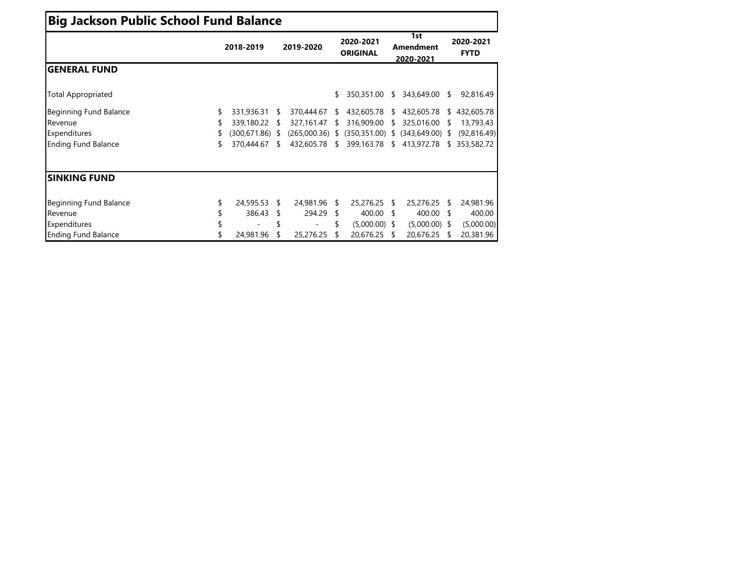## Big Jackson Public School Fund Balance

| | 2018-2019 | 2019-2020 | 2020-2021 ORIGINAL | 1st Amendment 2020-2021 | 2020-2021 FYTD |
|---|---|---|---|---|---|
| **GENERAL FUND** | | | | | |
| Total Appropriated | | | $ 350,351.00 | $ 343,649.00 | $ 92,816.49 |
| Beginning Fund Balance | $ 331,936.31 | $ 370,444.67 | $ 432,605.78 | $ 432,605.78 | $ 432,605.78 |
| Revenue | $ 339,180.22 | $ 327,161.47 | $ 316,909.00 | $ 325,016.00 | $ 13,793.43 |
| Expenditures | $ (300,671.86) | $ (265,000.36) | $ (350,351.00) | $ (343,649.00) | $ (92,816.49) |
| Ending Fund Balance | $ 370,444.67 | $ 432,605.78 | $ 399,163.78 | $ 413,972.78 | $ 353,582.72 |
| **SINKING FUND** | | | | | |
| Beginning Fund Balance | $ 24,595.53 | $ 24,981.96 | $ 25,276.25 | $ 25,276.25 | $ 24,981.96 |
| Revenue | $ 386.43 | $ 294.29 | $ 400.00 | $ 400.00 | $ 400.00 |
| Expenditures | $ - | $ - | $ (5,000.00) | $ (5,000.00) | $ (5,000.00) |
| Ending Fund Balance | $ 24,981.96 | $ 25,276.25 | $ 20,676.25 | $ 20,676.25 | $ 20,381.96 |